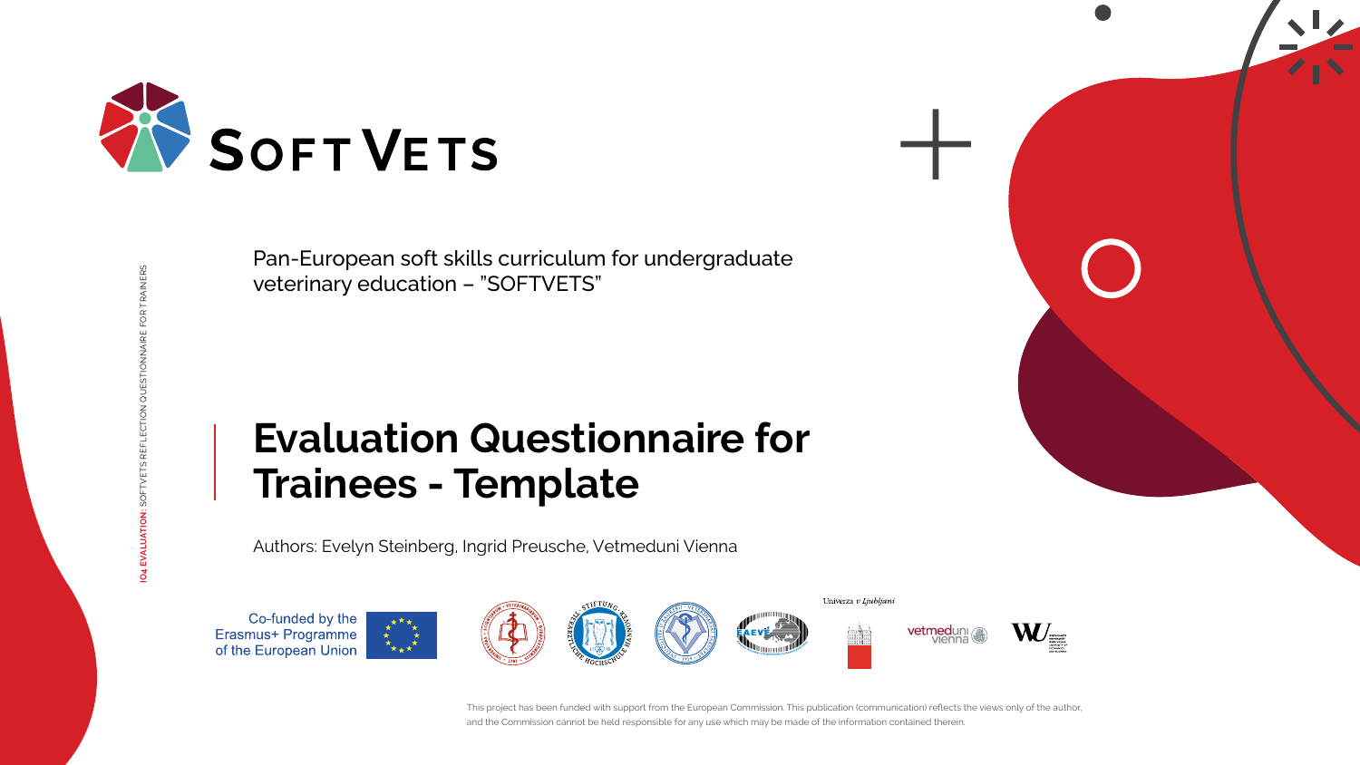# SOFTVETS

Pan-European soft skills curriculum for undergraduate veterinary education – "SOFTVETS"

IO4 EVALUATION: SOFTVETS REFLECTION QUESTIONNAIRE FOR TRAINERS

# Evaluation Questionnaire for Trainees - Template

Authors: Evelyn Steinberg, Ingrid Preusche, Vetmeduni Vienna

Co-funded by the Erasmus+ Programme of the European Union

Univerza v Ljubljani

vetmeduni vienna

This project has been funded with support from the European Commission. This publication (communication) reflects the views only of the author, and the Commission cannot be held responsible for any use which may be made of the information contained therein.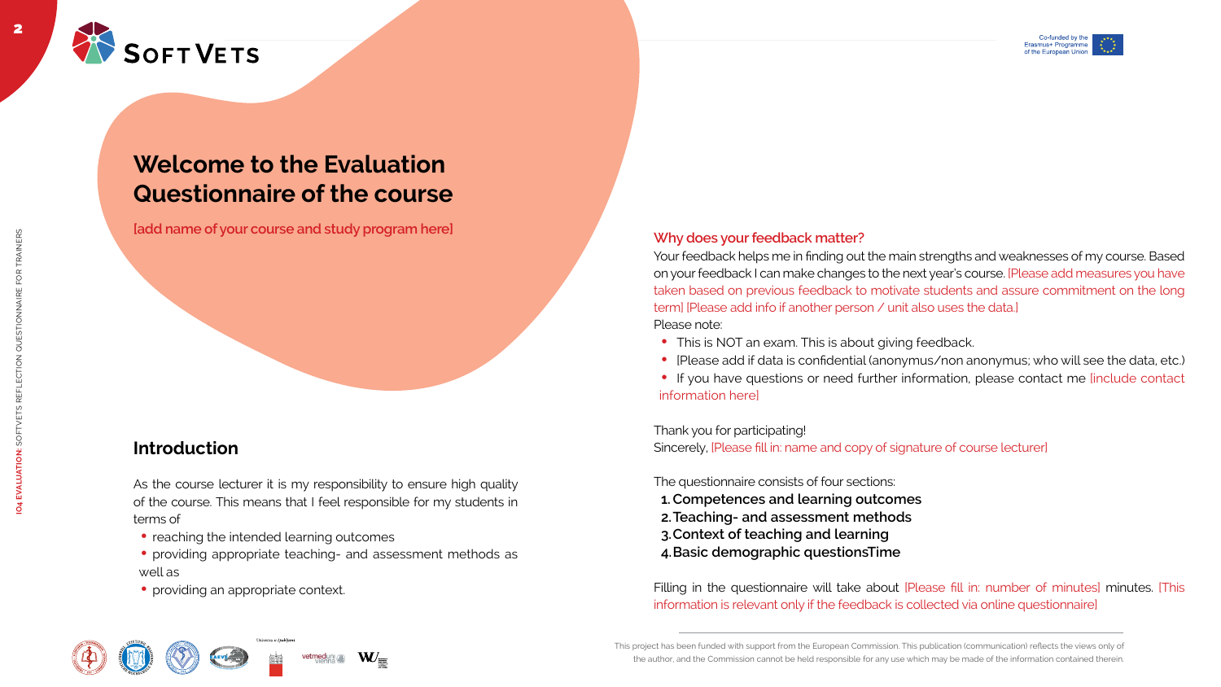# Welcome to the Evaluation Questionnaire of the course

**[add name of your course and study program here]**

## Introduction

As the course lecturer it is my responsibility to ensure high quality of the course. This means that I feel responsible for my students in terms of

- reaching the intended learning outcomes
- providing appropriate teaching- and assessment methods as well as
- providing an appropriate context.

### Why does your feedback matter?

Your feedback helps me in finding out the main strengths and weaknesses of my course. Based on your feedback I can make changes to the next year's course. [Please add measures you have taken based on previous feedback to motivate students and assure commitment on the long term] [Please add info if another person / unit also uses the data.]

Please note:

- This is NOT an exam. This is about giving feedback.
- [Please add if data is confidential (anonymus/non anonymus; who will see the data, etc.)
- If you have questions or need further information, please contact me [include contact information here]

Thank you for participating!

Sincerely, [Please fill in: name and copy of signature of course lecturer]

The questionnaire consists of four sections:

1. **Competences and learning outcomes**
2. **Teaching- and assessment methods**
3. **Context of teaching and learning**
4. **Basic demographic questionsTime**

Filling in the questionnaire will take about [Please fill in: number of minutes] minutes. [This information is relevant only if the feedback is collected via online questionnaire]

This project has been funded with support from the European Commission. This publication (communication) reflects the views only of the author, and the Commission cannot be held responsible for any use which may be made of the information contained therein.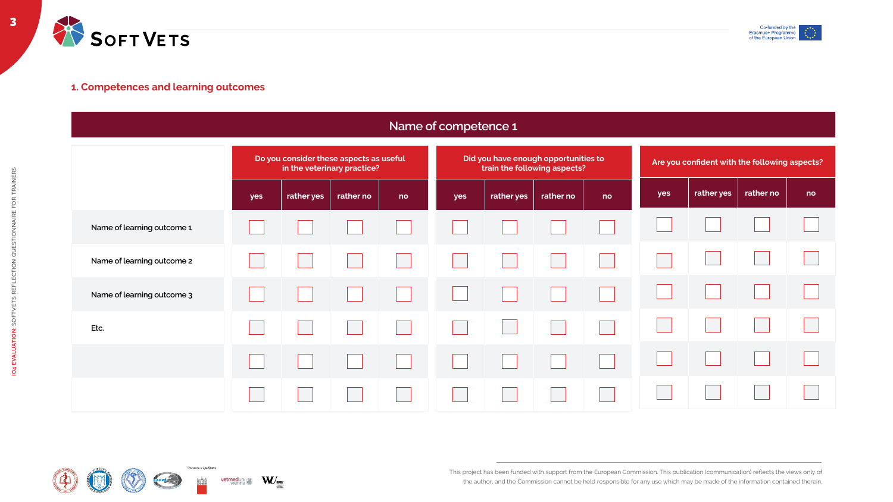## 1. Competences and learning outcomes

| Name of competence 1 | Do you consider these aspects as useful in the veterinary practice? | | | | Did you have enough opportunities to train the following aspects? | | | | Are you confident with the following aspects? | | | |
|---|---|---|---|---|---|---|---|---|---|---|---|---|
| | yes | rather yes | rather no | no | yes | rather yes | rather no | no | yes | rather yes | rather no | no |
| Name of learning outcome 1 | ☐ | ☐ | ☐ | ☐ | ☐ | ☐ | ☐ | ☐ | ☐ | ☐ | ☐ | ☐ |
| Name of learning outcome 2 | ☐ | ☐ | ☐ | ☐ | ☐ | ☐ | ☐ | ☐ | ☐ | ☐ | ☐ | ☐ |
| Name of learning outcome 3 | ☐ | ☐ | ☐ | ☐ | ☐ | ☐ | ☐ | ☐ | ☐ | ☐ | ☐ | ☐ |
| Etc. | ☐ | ☐ | ☐ | ☐ | ☐ | ☐ | ☐ | ☐ | ☐ | ☐ | ☐ | ☐ |
| | ☐ | ☐ | ☐ | ☐ | ☐ | ☐ | ☐ | ☐ | ☐ | ☐ | ☐ | ☐ |
| | ☐ | ☐ | ☐ | ☐ | ☐ | ☐ | ☐ | ☐ | ☐ | ☐ | ☐ | ☐ |

This project has been funded with support from the European Commission. This publication (communication) reflects the views only of the author, and the Commission cannot be held responsible for any use which may be made of the information contained therein.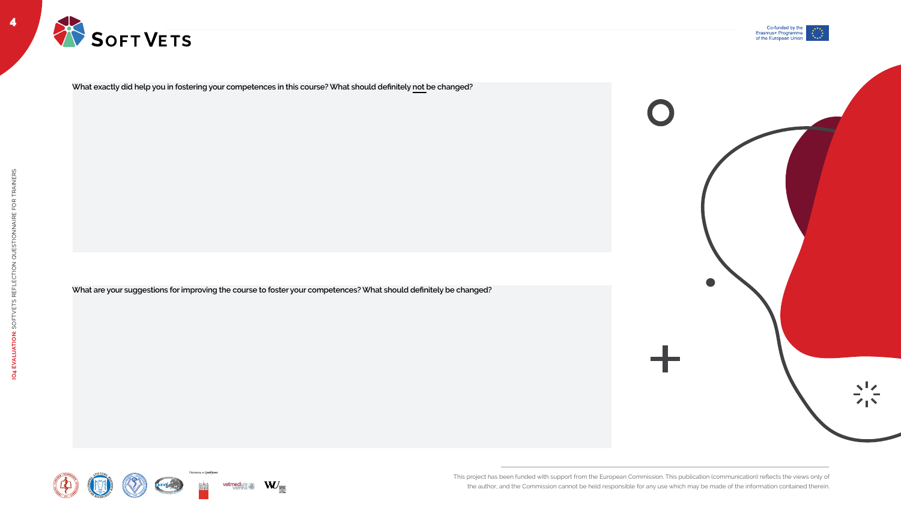What exactly did help you in fostering your competences in this course? What should definitely not be changed?

What are your suggestions for improving the course to foster your competences? What should definitely be changed?

This project has been funded with support from the European Commission. This publication (communication) reflects the views only of the author, and the Commission cannot be held responsible for any use which may be made of the information contained therein.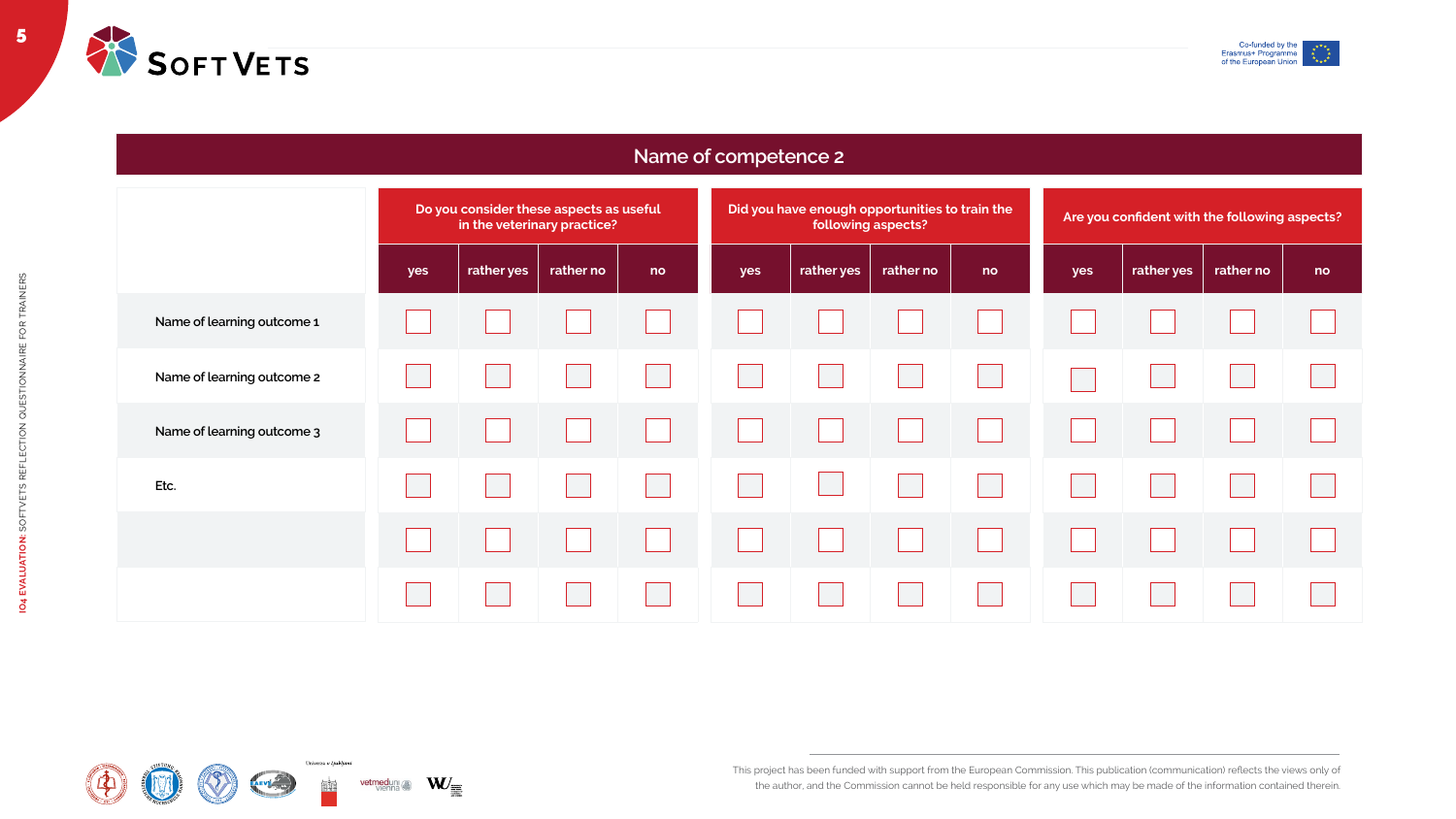## Name of competence 2

| | Do you consider these aspects as useful in the veterinary practice? | | | | Did you have enough opportunities to train the following aspects? | | | | Are you confident with the following aspects? | | | |
|---|---|---|---|---|---|---|---|---|---|---|---|---|
| | yes | rather yes | rather no | no | yes | rather yes | rather no | no | yes | rather yes | rather no | no |
| Name of learning outcome 1 | ☐ | ☐ | ☐ | ☐ | ☐ | ☐ | ☐ | ☐ | ☐ | ☐ | ☐ | ☐ |
| Name of learning outcome 2 | ☐ | ☐ | ☐ | ☐ | ☐ | ☐ | ☐ | ☐ | ☐ | ☐ | ☐ | ☐ |
| Name of learning outcome 3 | ☐ | ☐ | ☐ | ☐ | ☐ | ☐ | ☐ | ☐ | ☐ | ☐ | ☐ | ☐ |
| Etc. | ☐ | ☐ | ☐ | ☐ | ☐ | ☐ | ☐ | ☐ | ☐ | ☐ | ☐ | ☐ |
| | ☐ | ☐ | ☐ | ☐ | ☐ | ☐ | ☐ | ☐ | ☐ | ☐ | ☐ | ☐ |
| | ☐ | ☐ | ☐ | ☐ | ☐ | ☐ | ☐ | ☐ | ☐ | ☐ | ☐ | ☐ |

This project has been funded with support from the European Commission. This publication (communication) reflects the views only of the author, and the Commission cannot be held responsible for any use which may be made of the information contained therein.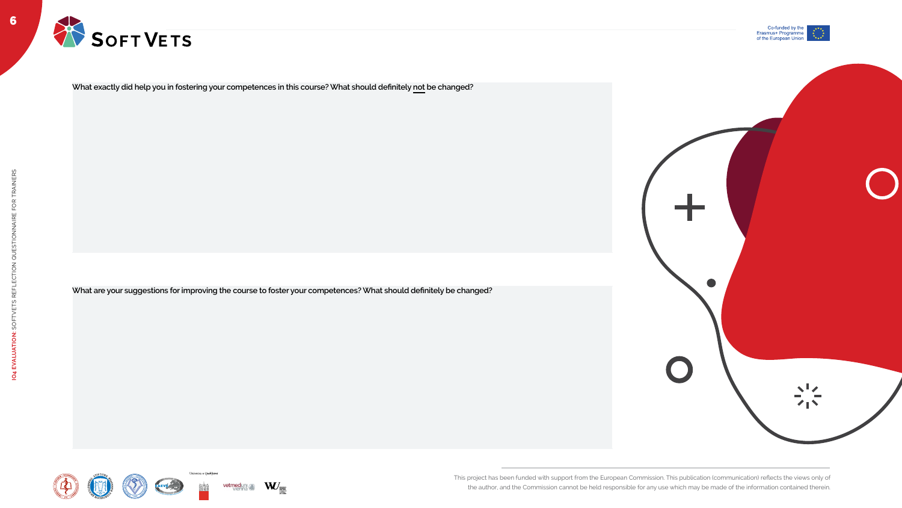What exactly did help you in fostering your competences in this course? What should definitely <u>not</u> be changed?

What are your suggestions for improving the course to foster your competences? What should definitely be changed?

This project has been funded with support from the European Commission. This publication (communication) reflects the views only of the author, and the Commission cannot be held responsible for any use which may be made of the information contained therein.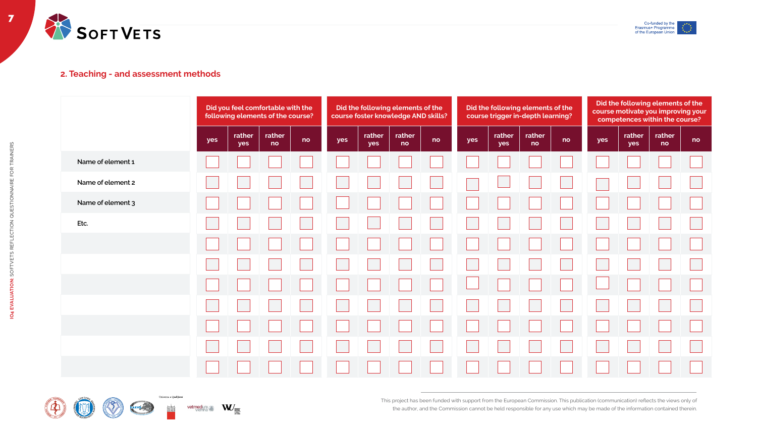## 2. Teaching - and assessment methods

| | Did you feel comfortable with the following elements of the course? | | | | Did the following elements of the course foster knowledge AND skills? | | | | Did the following elements of the course trigger in-depth learning? | | | | Did the following elements of the course motivate you improving your competences within the course? | | | |
|---|---|---|---|---|---|---|---|---|---|---|---|---|---|---|---|---|
| | yes | rather yes | rather no | no | yes | rather yes | rather no | no | yes | rather yes | rather no | no | yes | rather yes | rather no | no |
| Name of element 1 | ☐ | ☐ | ☐ | ☐ | ☐ | ☐ | ☐ | ☐ | ☐ | ☐ | ☐ | ☐ | ☐ | ☐ | ☐ | ☐ |
| Name of element 2 | ☐ | ☐ | ☐ | ☐ | ☐ | ☐ | ☐ | ☐ | ☐ | ☐ | ☐ | ☐ | ☐ | ☐ | ☐ | ☐ |
| Name of element 3 | ☐ | ☐ | ☐ | ☐ | ☐ | ☐ | ☐ | ☐ | ☐ | ☐ | ☐ | ☐ | ☐ | ☐ | ☐ | ☐ |
| Etc. | ☐ | ☐ | ☐ | ☐ | ☐ | ☐ | ☐ | ☐ | ☐ | ☐ | ☐ | ☐ | ☐ | ☐ | ☐ | ☐ |
| | ☐ | ☐ | ☐ | ☐ | ☐ | ☐ | ☐ | ☐ | ☐ | ☐ | ☐ | ☐ | ☐ | ☐ | ☐ | ☐ |
| | ☐ | ☐ | ☐ | ☐ | ☐ | ☐ | ☐ | ☐ | ☐ | ☐ | ☐ | ☐ | ☐ | ☐ | ☐ | ☐ |
| | ☐ | ☐ | ☐ | ☐ | ☐ | ☐ | ☐ | ☐ | ☐ | ☐ | ☐ | ☐ | ☐ | ☐ | ☐ | ☐ |
| | ☐ | ☐ | ☐ | ☐ | ☐ | ☐ | ☐ | ☐ | ☐ | ☐ | ☐ | ☐ | ☐ | ☐ | ☐ | ☐ |
| | ☐ | ☐ | ☐ | ☐ | ☐ | ☐ | ☐ | ☐ | ☐ | ☐ | ☐ | ☐ | ☐ | ☐ | ☐ | ☐ |
| | ☐ | ☐ | ☐ | ☐ | ☐ | ☐ | ☐ | ☐ | ☐ | ☐ | ☐ | ☐ | ☐ | ☐ | ☐ | ☐ |
| | ☐ | ☐ | ☐ | ☐ | ☐ | ☐ | ☐ | ☐ | ☐ | ☐ | ☐ | ☐ | ☐ | ☐ | ☐ | ☐ |

This project has been funded with support from the European Commission. This publication (communication) reflects the views only of the author, and the Commission cannot be held responsible for any use which may be made of the information contained therein.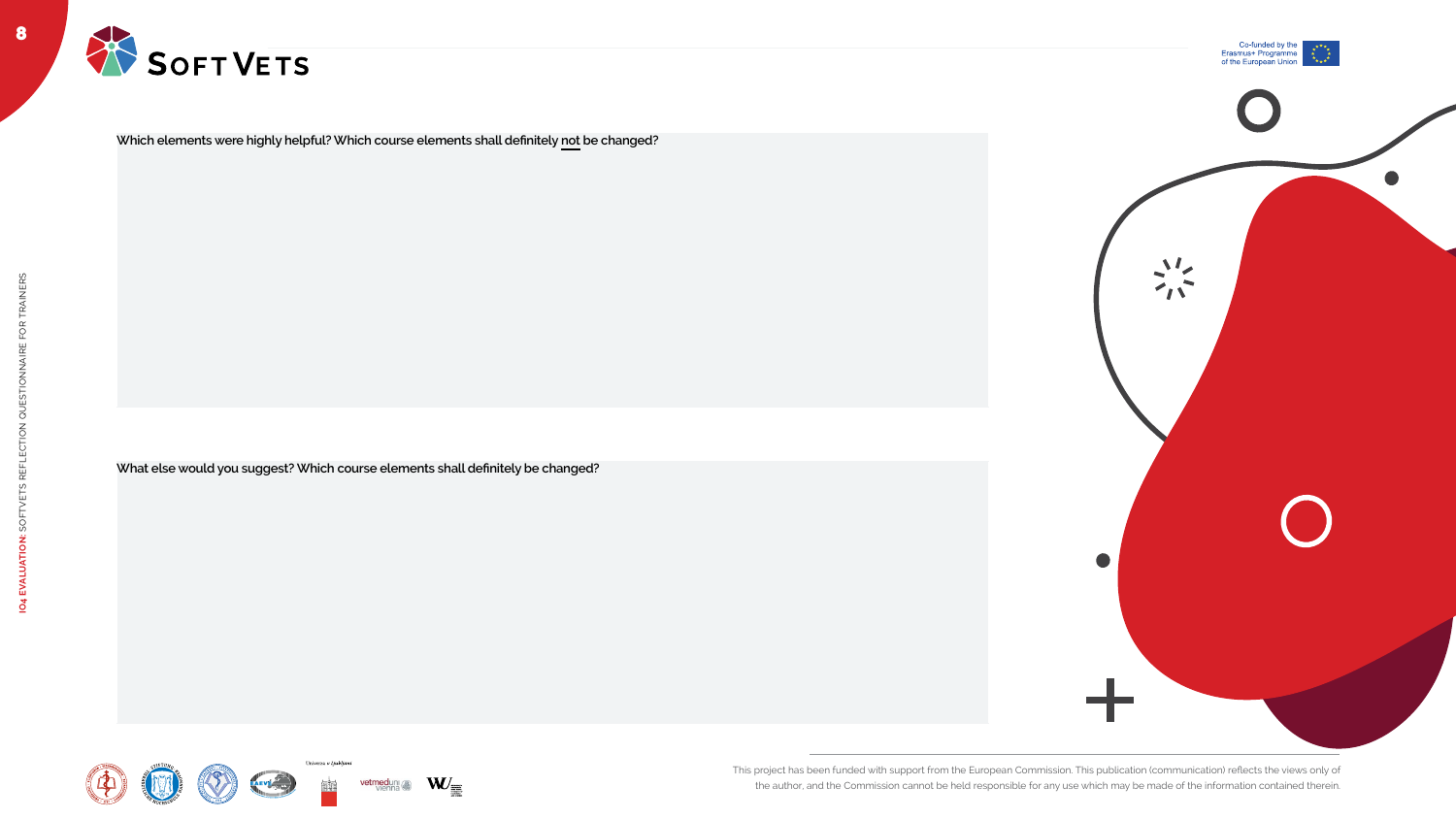**Which elements were highly helpful? Which course elements shall definitely not be changed?**

**What else would you suggest? Which course elements shall definitely be changed?**

This project has been funded with support from the European Commission. This publication (communication) reflects the views only of the author, and the Commission cannot be held responsible for any use which may be made of the information contained therein.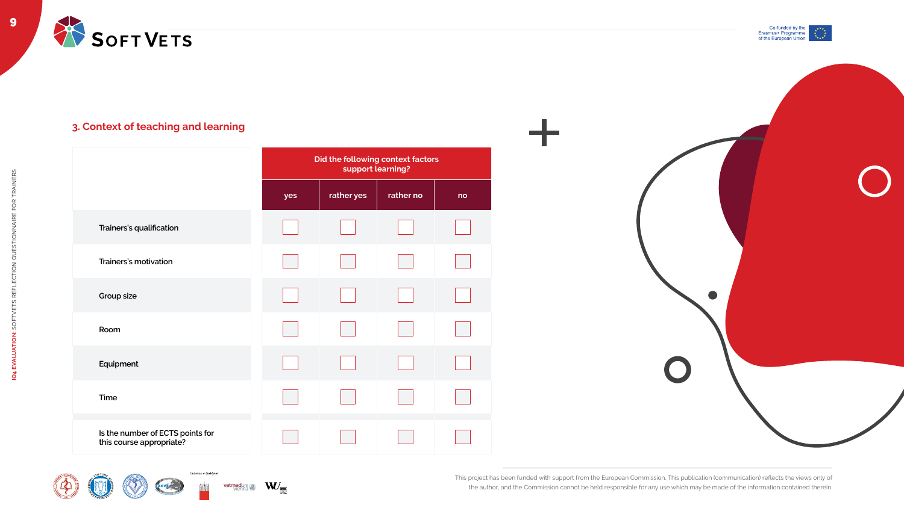## 3. Context of teaching and learning

| | Did the following context factors support learning? | | | |
|---|---|---|---|---|
| | yes | rather yes | rather no | no |
| Trainers's qualification | ☐ | ☐ | ☐ | ☐ |
| Trainers's motivation | ☐ | ☐ | ☐ | ☐ |
| Group size | ☐ | ☐ | ☐ | ☐ |
| Room | ☐ | ☐ | ☐ | ☐ |
| Equipment | ☐ | ☐ | ☐ | ☐ |
| Time | ☐ | ☐ | ☐ | ☐ |
| Is the number of ECTS points for this course appropriate? | ☐ | ☐ | ☐ | ☐ |

This project has been funded with support from the European Commission. This publication (communication) reflects the views only of the author, and the Commission cannot be held responsible for any use which may be made of the information contained therein.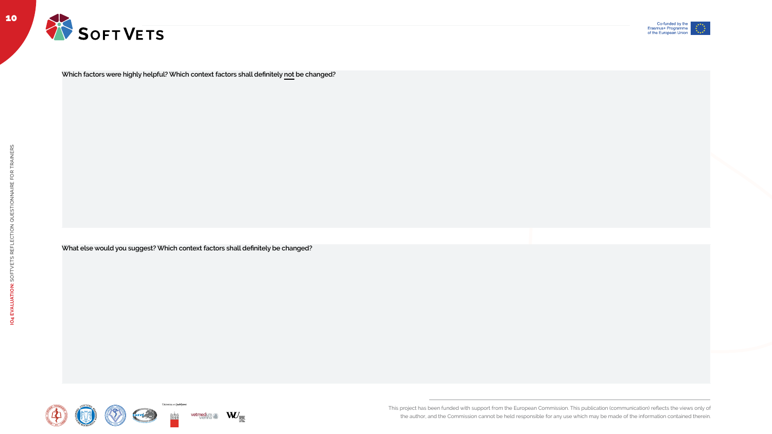**Which factors were highly helpful? Which context factors shall definitely not be changed?**

**What else would you suggest? Which context factors shall definitely be changed?**

This project has been funded with support from the European Commission. This publication (communication) reflects the views only of the author, and the Commission cannot be held responsible for any use which may be made of the information contained therein.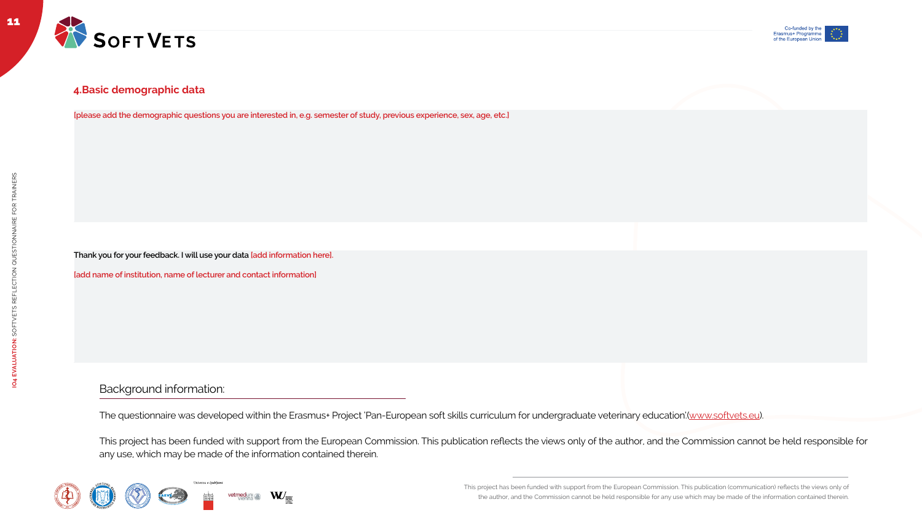## 4.Basic demographic data

[please add the demographic questions you are interested in, e.g. semester of study, previous experience, sex, age, etc.]

**Thank you for your feedback. I will use your data** [add information here].

[add name of institution, name of lecturer and contact information]

Background information:

The questionnaire was developed within the Erasmus+ Project 'Pan-European soft skills curriculum for undergraduate veterinary education'.(www.softvets.eu).

This project has been funded with support from the European Commission. This publication reflects the views only of the author, and the Commission cannot be held responsible for any use, which may be made of the information contained therein.